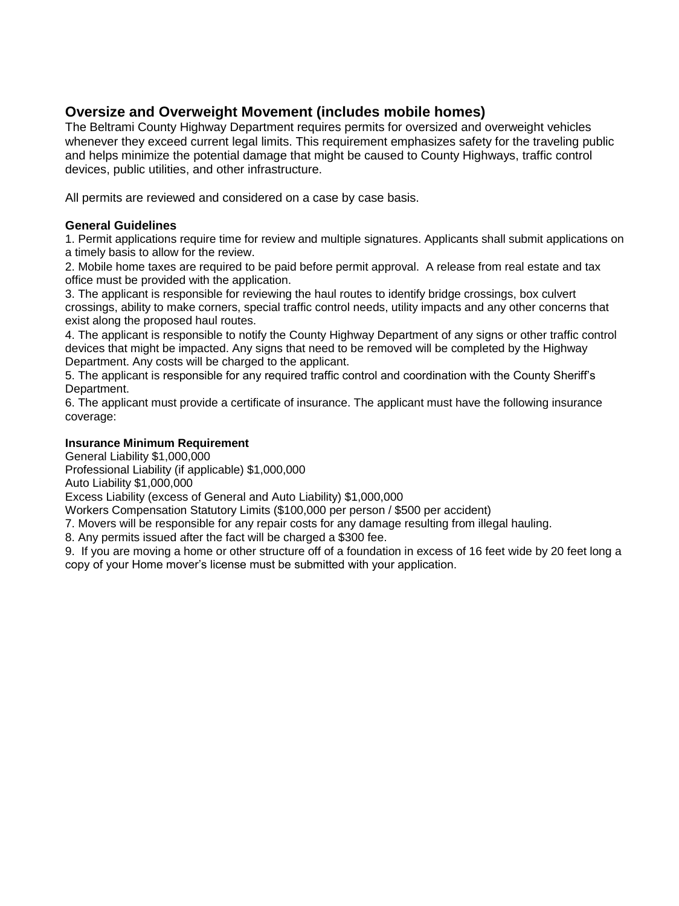## Oversize and Overweight Movement (includes mobile homes)

The Beltrami County Highway Department requires permits for oversized and overweight vehicles whenever they exceed current legal limits. This requirement emphasizes safety for the traveling public and helps minimize the potential damage that might be caused to County Highways, traffic control devices, public utilities, and other infrastructure.

All permits are reviewed and considered on a case by case basis.

**General Guidelines**

1. Permit applications require time for review and multiple signatures. Applicants shall submit applications on a timely basis to allow for the review.
2. Mobile home taxes are required to be paid before permit approval. A release from real estate and tax office must be provided with the application.
3. The applicant is responsible for reviewing the haul routes to identify bridge crossings, box culvert crossings, ability to make corners, special traffic control needs, utility impacts and any other concerns that exist along the proposed haul routes.
4. The applicant is responsible to notify the County Highway Department of any signs or other traffic control devices that might be impacted. Any signs that need to be removed will be completed by the Highway Department. Any costs will be charged to the applicant.
5. The applicant is responsible for any required traffic control and coordination with the County Sheriff's Department.
6. The applicant must provide a certificate of insurance. The applicant must have the following insurance coverage:

**Insurance Minimum Requirement**

General Liability $1,000,000
Professional Liability (if applicable) $1,000,000
Auto Liability $1,000,000
Excess Liability (excess of General and Auto Liability) $1,000,000
Workers Compensation Statutory Limits ($100,000 per person / $500 per accident)

7. Movers will be responsible for any repair costs for any damage resulting from illegal hauling.
8. Any permits issued after the fact will be charged a $300 fee.
9. If you are moving a home or other structure off of a foundation in excess of 16 feet wide by 20 feet long a copy of your Home mover's license must be submitted with your application.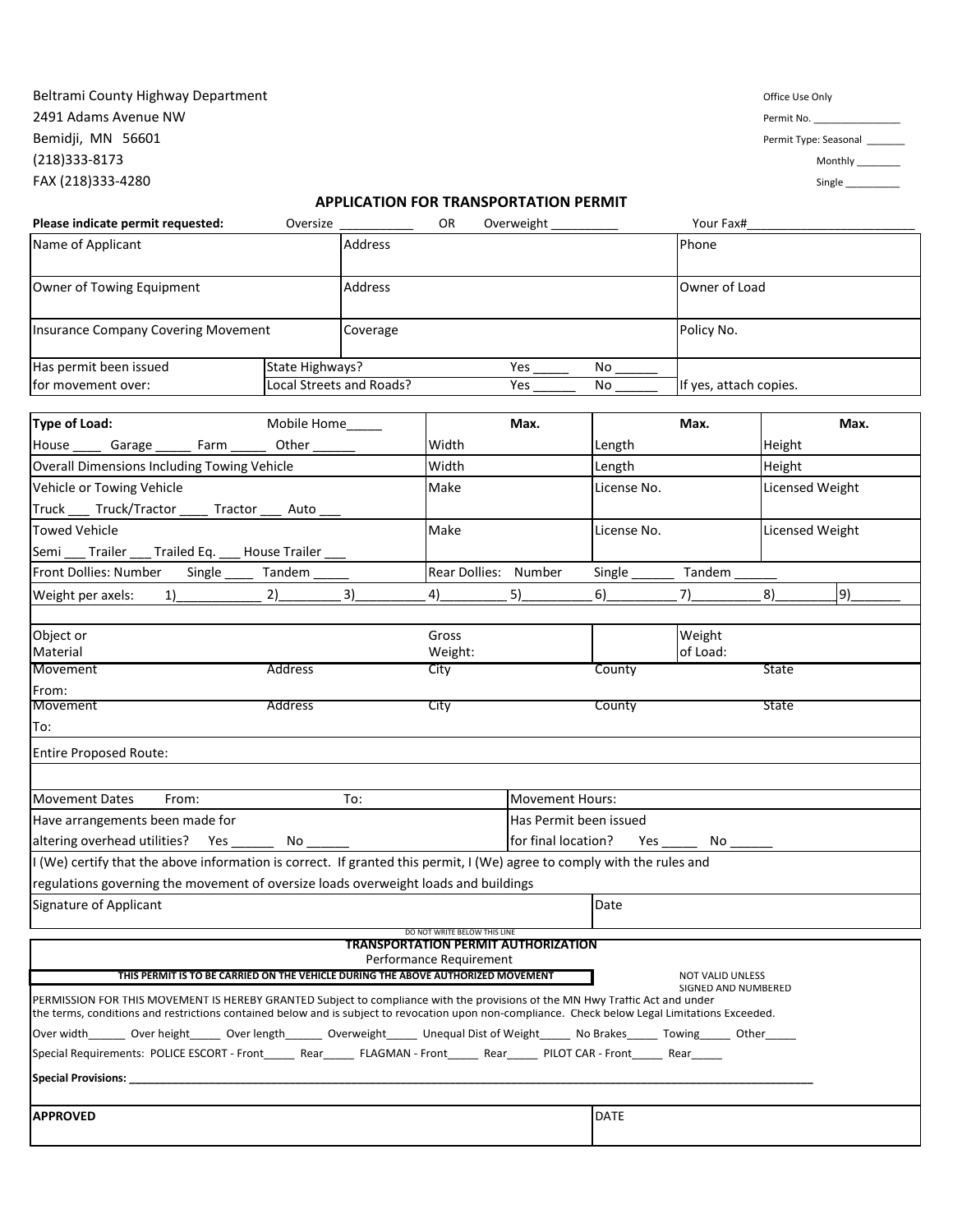Beltrami County Highway Department
2491 Adams Avenue NW
Bemidji, MN 56601
(218)333-8173
FAX (218)333-4280

Office Use Only

Permit No. _______________

Permit Type: Seasonal _______

Monthly ________

Single __________

## APPLICATION FOR TRANSPORTATION PERMIT

**Please indicate permit requested:** Oversize ___________ OR Overweight __________ Your Fax#_________________________

| Name of Applicant | | Address | Phone |
|---|---|---|---|
| Owner of Towing Equipment | | Address | Owner of Load |
| Insurance Company Covering Movement | | Coverage | Policy No. |
| Has permit been issued for movement over: | State Highways?<br>Local Streets and Roads? | Yes _____ No ______<br>Yes ______ No ______ | If yes, attach copies. |

| **Type of Load:** Mobile Home_____<br>House ____ Garage _____ Farm _____ Other ______ | **Max.**<br>Width | **Max.**<br>Length | **Max.**<br>Height |
|---|---|---|---|
| Overall Dimensions Including Towing Vehicle | Width | Length | Height |
| Vehicle or Towing Vehicle<br>Truck ___ Truck/Tractor ____ Tractor ___ Auto ___ | Make | License No. | Licensed Weight |
| Towed Vehicle<br>Semi ___ Trailer ___ Trailed Eq. ___ House Trailer ___ | Make | License No. | Licensed Weight |
| Front Dollies: Number Single ____ Tandem _____ | Rear Dollies: Number | Single ______ Tandem ______ | |

Weight per axels: 1)___________ 2)________ 3)_________ 4)_________ 5)_________ 6)_________ 7)_________ 8)________ 9)_______

| Object or Material | | Gross Weight: | | Weight of Load: |
|---|---|---|---|---|
| Movement From: | Address | City | County | State |
| Movement To: | Address | City | County | State |

Entire Proposed Route:

| Movement Dates From: To: | Movement Hours: |
|---|---|
| Have arrangements been made for altering overhead utilities? Yes ______ No ______ | Has Permit been issued for final location? Yes _____ No ______ |

I (We) certify that the above information is correct. If granted this permit, I (We) agree to comply with the rules and regulations governing the movement of oversize loads overweight loads and buildings

| Signature of Applicant | Date |
|---|---|

DO NOT WRITE BELOW THIS LINE

### TRANSPORTATION PERMIT AUTHORIZATION

Performance Requirement

**THIS PERMIT IS TO BE CARRIED ON THE VEHICLE DURING THE ABOVE AUTHORIZED MOVEMENT**

NOT VALID UNLESS SIGNED AND NUMBERED

PERMISSION FOR THIS MOVEMENT IS HEREBY GRANTED Subject to compliance with the provisions of the MN Hwy Traffic Act and under the terms, conditions and restrictions contained below and is subject to revocation upon non-compliance. Check below Legal Limitations Exceeded.

Over width______ Over height_____ Over length______ Overweight_____ Unequal Dist of Weight_____ No Brakes_____ Towing_____ Other_____

Special Requirements: POLICE ESCORT - Front_____ Rear_____ FLAGMAN - Front_____ Rear_____ PILOT CAR - Front_____ Rear_____

**Special Provisions:** ________________________________________________________________________________________________

| **APPROVED** | DATE |
|---|---|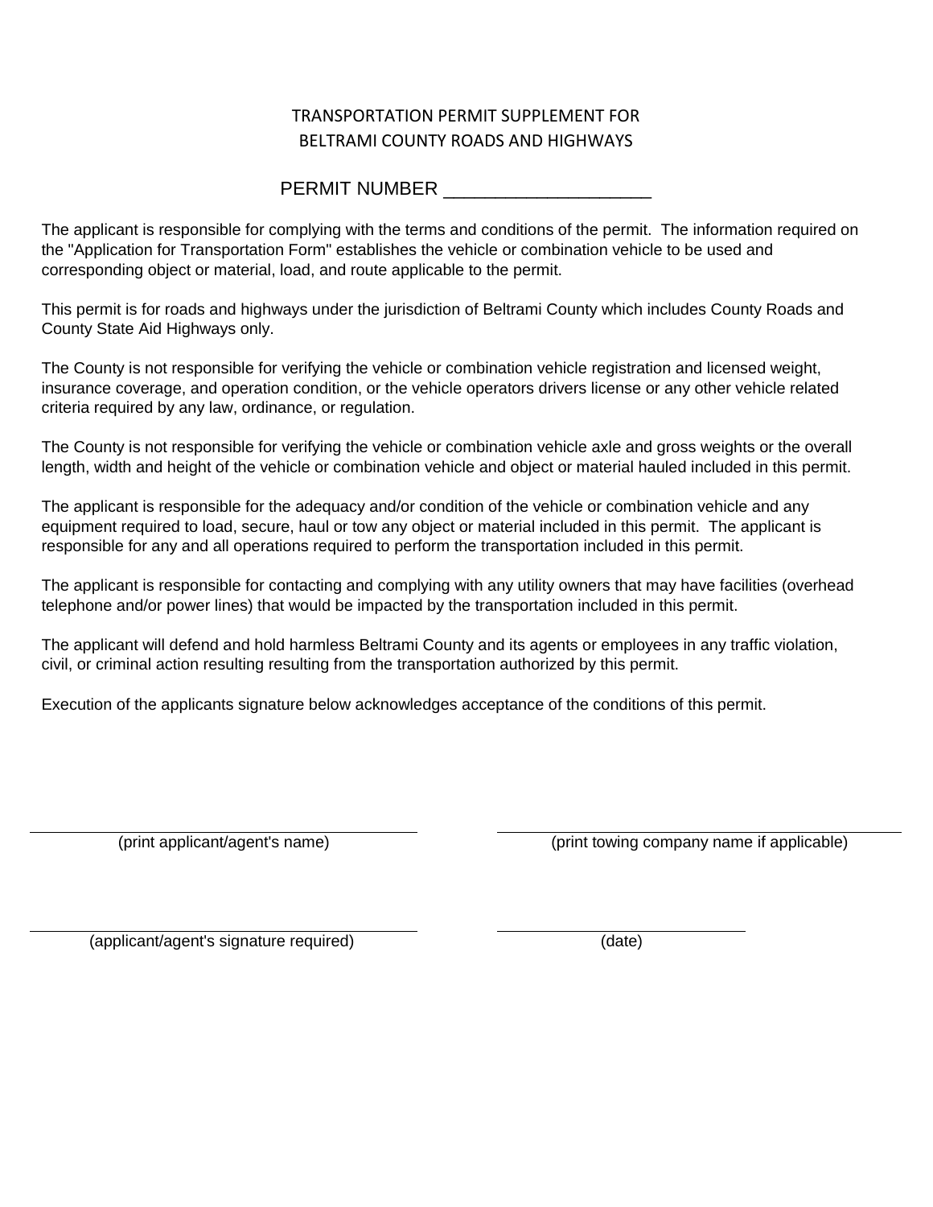# TRANSPORTATION PERMIT SUPPLEMENT FOR BELTRAMI COUNTY ROADS AND HIGHWAYS

PERMIT NUMBER ____________________

The applicant is responsible for complying with the terms and conditions of the permit. The information required on the "Application for Transportation Form" establishes the vehicle or combination vehicle to be used and corresponding object or material, load, and route applicable to the permit.

This permit is for roads and highways under the jurisdiction of Beltrami County which includes County Roads and County State Aid Highways only.

The County is not responsible for verifying the vehicle or combination vehicle registration and licensed weight, insurance coverage, and operation condition, or the vehicle operators drivers license or any other vehicle related criteria required by any law, ordinance, or regulation.

The County is not responsible for verifying the vehicle or combination vehicle axle and gross weights or the overall length, width and height of the vehicle or combination vehicle and object or material hauled included in this permit.

The applicant is responsible for the adequacy and/or condition of the vehicle or combination vehicle and any equipment required to load, secure, haul or tow any object or material included in this permit. The applicant is responsible for any and all operations required to perform the transportation included in this permit.

The applicant is responsible for contacting and complying with any utility owners that may have facilities (overhead telephone and/or power lines) that would be impacted by the transportation included in this permit.

The applicant will defend and hold harmless Beltrami County and its agents or employees in any traffic violation, civil, or criminal action resulting resulting from the transportation authorized by this permit.

Execution of the applicants signature below acknowledges acceptance of the conditions of this permit.

________________________________________
(print applicant/agent's name)

________________________________________
(print towing company name if applicable)

________________________________________
(applicant/agent's signature required)

________________________
(date)